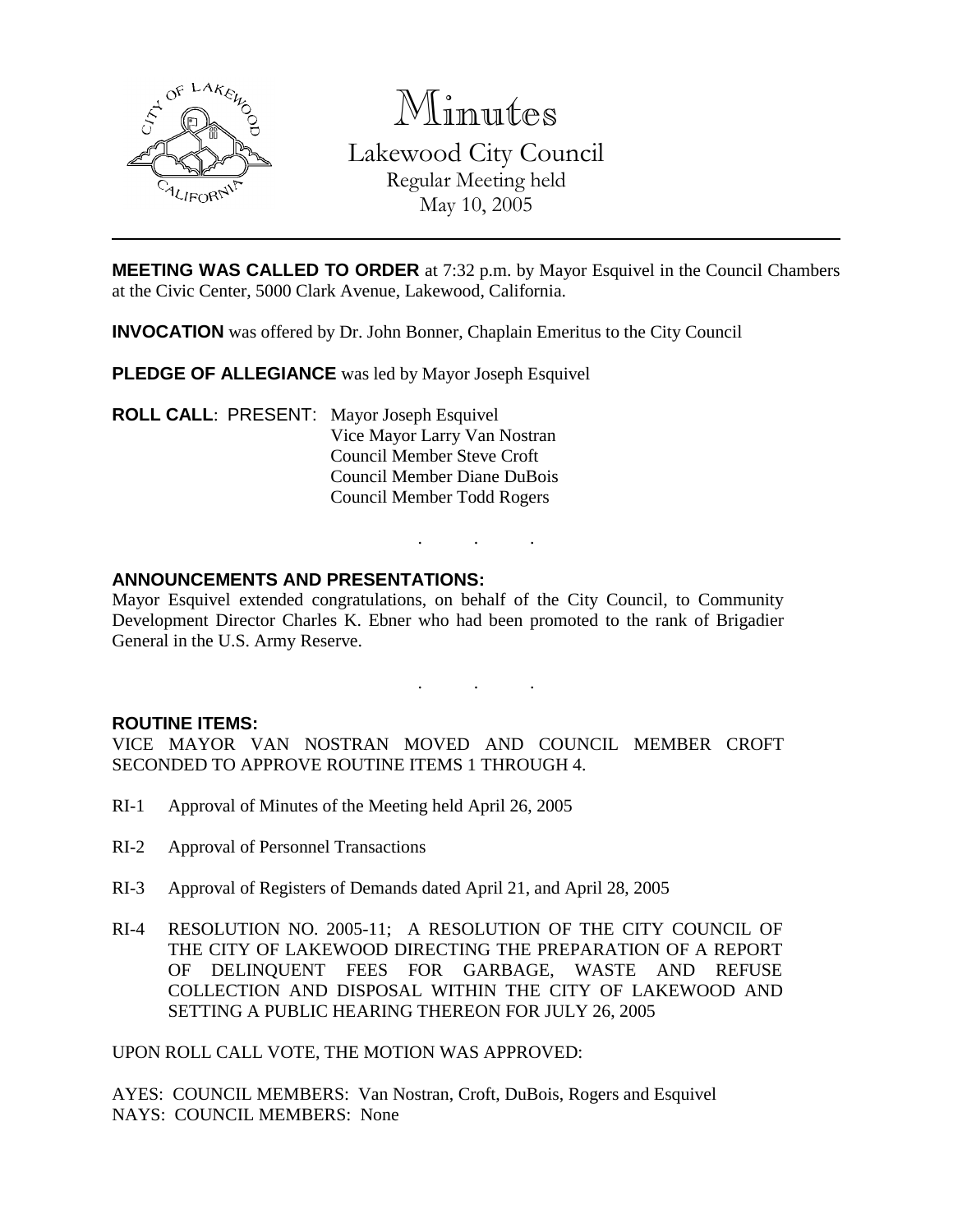# Minutes

## Lakewood City Council

Regular Meeting held
May 10, 2005

**MEETING WAS CALLED TO ORDER** at 7:32 p.m. by Mayor Esquivel in the Council Chambers at the Civic Center, 5000 Clark Avenue, Lakewood, California.

**INVOCATION** was offered by Dr. John Bonner, Chaplain Emeritus to the City Council

**PLEDGE OF ALLEGIANCE** was led by Mayor Joseph Esquivel

**ROLL CALL**: PRESENT: Mayor Joseph Esquivel
Vice Mayor Larry Van Nostran
Council Member Steve Croft
Council Member Diane DuBois
Council Member Todd Rogers

. . .

**ANNOUNCEMENTS AND PRESENTATIONS:**

Mayor Esquivel extended congratulations, on behalf of the City Council, to Community Development Director Charles K. Ebner who had been promoted to the rank of Brigadier General in the U.S. Army Reserve.

. . .

**ROUTINE ITEMS:**

VICE MAYOR VAN NOSTRAN MOVED AND COUNCIL MEMBER CROFT SECONDED TO APPROVE ROUTINE ITEMS 1 THROUGH 4.

RI-1 Approval of Minutes of the Meeting held April 26, 2005

RI-2 Approval of Personnel Transactions

RI-3 Approval of Registers of Demands dated April 21, and April 28, 2005

RI-4 RESOLUTION NO. 2005-11; A RESOLUTION OF THE CITY COUNCIL OF THE CITY OF LAKEWOOD DIRECTING THE PREPARATION OF A REPORT OF DELINQUENT FEES FOR GARBAGE, WASTE AND REFUSE COLLECTION AND DISPOSAL WITHIN THE CITY OF LAKEWOOD AND SETTING A PUBLIC HEARING THEREON FOR JULY 26, 2005

UPON ROLL CALL VOTE, THE MOTION WAS APPROVED:

AYES: COUNCIL MEMBERS: Van Nostran, Croft, DuBois, Rogers and Esquivel
NAYS: COUNCIL MEMBERS: None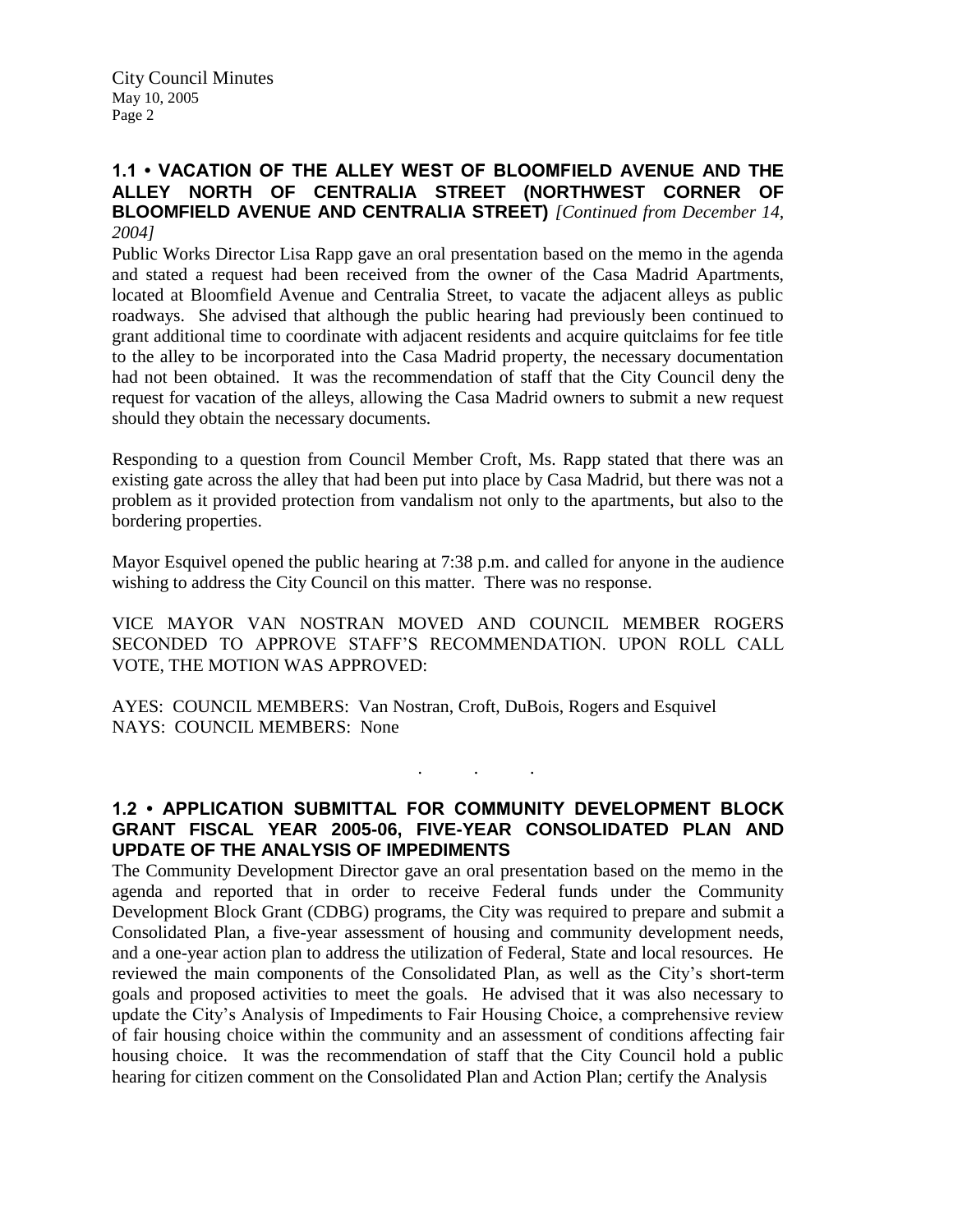### 1.1 • VACATION OF THE ALLEY WEST OF BLOOMFIELD AVENUE AND THE ALLEY NORTH OF CENTRALIA STREET (NORTHWEST CORNER OF BLOOMFIELD AVENUE AND CENTRALIA STREET) *[Continued from December 14, 2004]*

Public Works Director Lisa Rapp gave an oral presentation based on the memo in the agenda and stated a request had been received from the owner of the Casa Madrid Apartments, located at Bloomfield Avenue and Centralia Street, to vacate the adjacent alleys as public roadways. She advised that although the public hearing had previously been continued to grant additional time to coordinate with adjacent residents and acquire quitclaims for fee title to the alley to be incorporated into the Casa Madrid property, the necessary documentation had not been obtained. It was the recommendation of staff that the City Council deny the request for vacation of the alleys, allowing the Casa Madrid owners to submit a new request should they obtain the necessary documents.

Responding to a question from Council Member Croft, Ms. Rapp stated that there was an existing gate across the alley that had been put into place by Casa Madrid, but there was not a problem as it provided protection from vandalism not only to the apartments, but also to the bordering properties.

Mayor Esquivel opened the public hearing at 7:38 p.m. and called for anyone in the audience wishing to address the City Council on this matter. There was no response.

VICE MAYOR VAN NOSTRAN MOVED AND COUNCIL MEMBER ROGERS SECONDED TO APPROVE STAFF'S RECOMMENDATION. UPON ROLL CALL VOTE, THE MOTION WAS APPROVED:

AYES: COUNCIL MEMBERS: Van Nostran, Croft, DuBois, Rogers and Esquivel
NAYS: COUNCIL MEMBERS: None

. . .

### 1.2 • APPLICATION SUBMITTAL FOR COMMUNITY DEVELOPMENT BLOCK GRANT FISCAL YEAR 2005-06, FIVE-YEAR CONSOLIDATED PLAN AND UPDATE OF THE ANALYSIS OF IMPEDIMENTS

The Community Development Director gave an oral presentation based on the memo in the agenda and reported that in order to receive Federal funds under the Community Development Block Grant (CDBG) programs, the City was required to prepare and submit a Consolidated Plan, a five-year assessment of housing and community development needs, and a one-year action plan to address the utilization of Federal, State and local resources. He reviewed the main components of the Consolidated Plan, as well as the City's short-term goals and proposed activities to meet the goals. He advised that it was also necessary to update the City's Analysis of Impediments to Fair Housing Choice, a comprehensive review of fair housing choice within the community and an assessment of conditions affecting fair housing choice. It was the recommendation of staff that the City Council hold a public hearing for citizen comment on the Consolidated Plan and Action Plan; certify the Analysis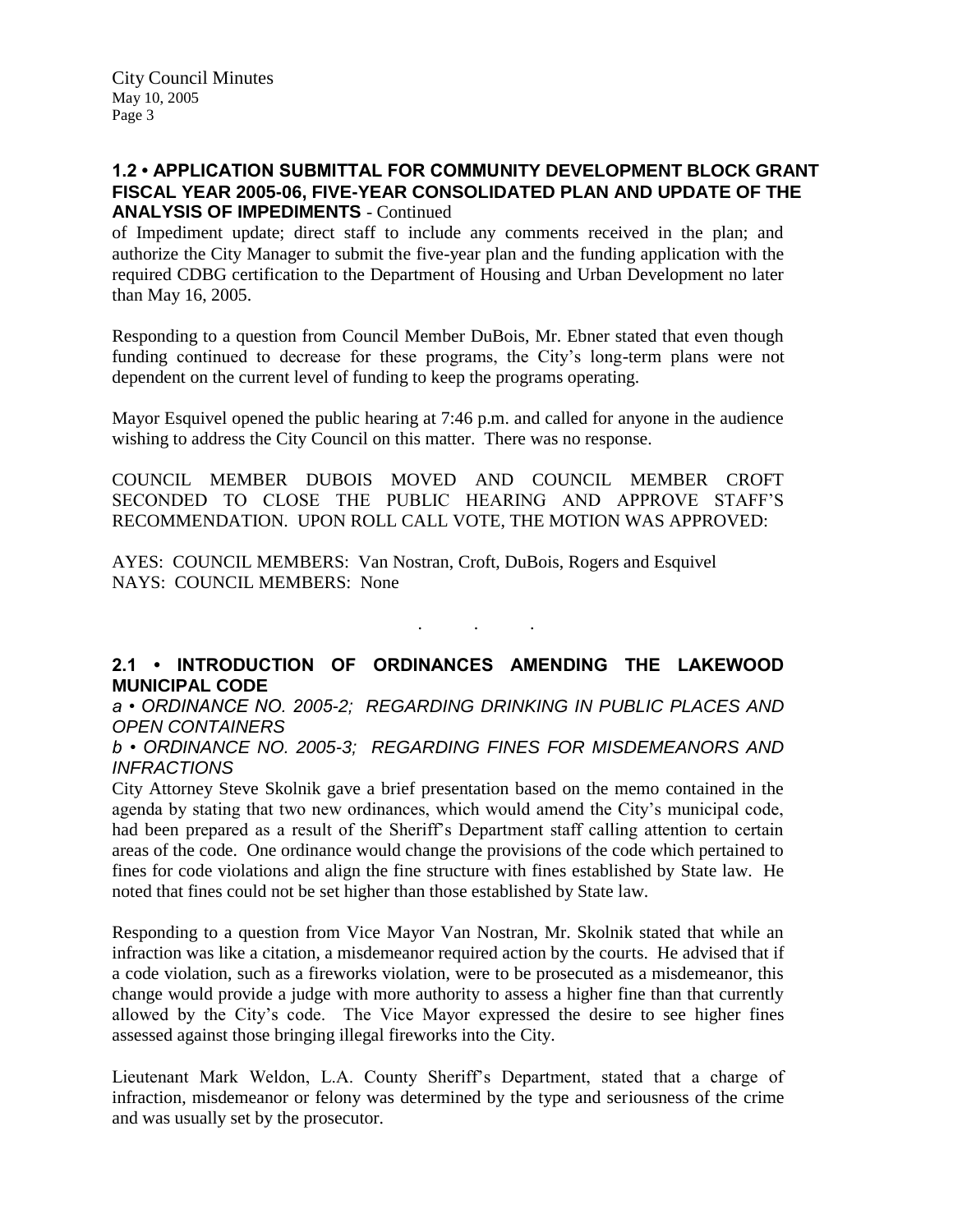## 1.2 • APPLICATION SUBMITTAL FOR COMMUNITY DEVELOPMENT BLOCK GRANT FISCAL YEAR 2005-06, FIVE-YEAR CONSOLIDATED PLAN AND UPDATE OF THE ANALYSIS OF IMPEDIMENTS - Continued

of Impediment update; direct staff to include any comments received in the plan; and authorize the City Manager to submit the five-year plan and the funding application with the required CDBG certification to the Department of Housing and Urban Development no later than May 16, 2005.

Responding to a question from Council Member DuBois, Mr. Ebner stated that even though funding continued to decrease for these programs, the City's long-term plans were not dependent on the current level of funding to keep the programs operating.

Mayor Esquivel opened the public hearing at 7:46 p.m. and called for anyone in the audience wishing to address the City Council on this matter. There was no response.

COUNCIL MEMBER DUBOIS MOVED AND COUNCIL MEMBER CROFT SECONDED TO CLOSE THE PUBLIC HEARING AND APPROVE STAFF'S RECOMMENDATION. UPON ROLL CALL VOTE, THE MOTION WAS APPROVED:

AYES: COUNCIL MEMBERS: Van Nostran, Croft, DuBois, Rogers and Esquivel
NAYS: COUNCIL MEMBERS: None

. . .

## 2.1 • INTRODUCTION OF ORDINANCES AMENDING THE LAKEWOOD MUNICIPAL CODE

*a • ORDINANCE NO. 2005-2; REGARDING DRINKING IN PUBLIC PLACES AND OPEN CONTAINERS*

*b • ORDINANCE NO. 2005-3; REGARDING FINES FOR MISDEMEANORS AND INFRACTIONS*

City Attorney Steve Skolnik gave a brief presentation based on the memo contained in the agenda by stating that two new ordinances, which would amend the City's municipal code, had been prepared as a result of the Sheriff's Department staff calling attention to certain areas of the code. One ordinance would change the provisions of the code which pertained to fines for code violations and align the fine structure with fines established by State law. He noted that fines could not be set higher than those established by State law.

Responding to a question from Vice Mayor Van Nostran, Mr. Skolnik stated that while an infraction was like a citation, a misdemeanor required action by the courts. He advised that if a code violation, such as a fireworks violation, were to be prosecuted as a misdemeanor, this change would provide a judge with more authority to assess a higher fine than that currently allowed by the City's code. The Vice Mayor expressed the desire to see higher fines assessed against those bringing illegal fireworks into the City.

Lieutenant Mark Weldon, L.A. County Sheriff's Department, stated that a charge of infraction, misdemeanor or felony was determined by the type and seriousness of the crime and was usually set by the prosecutor.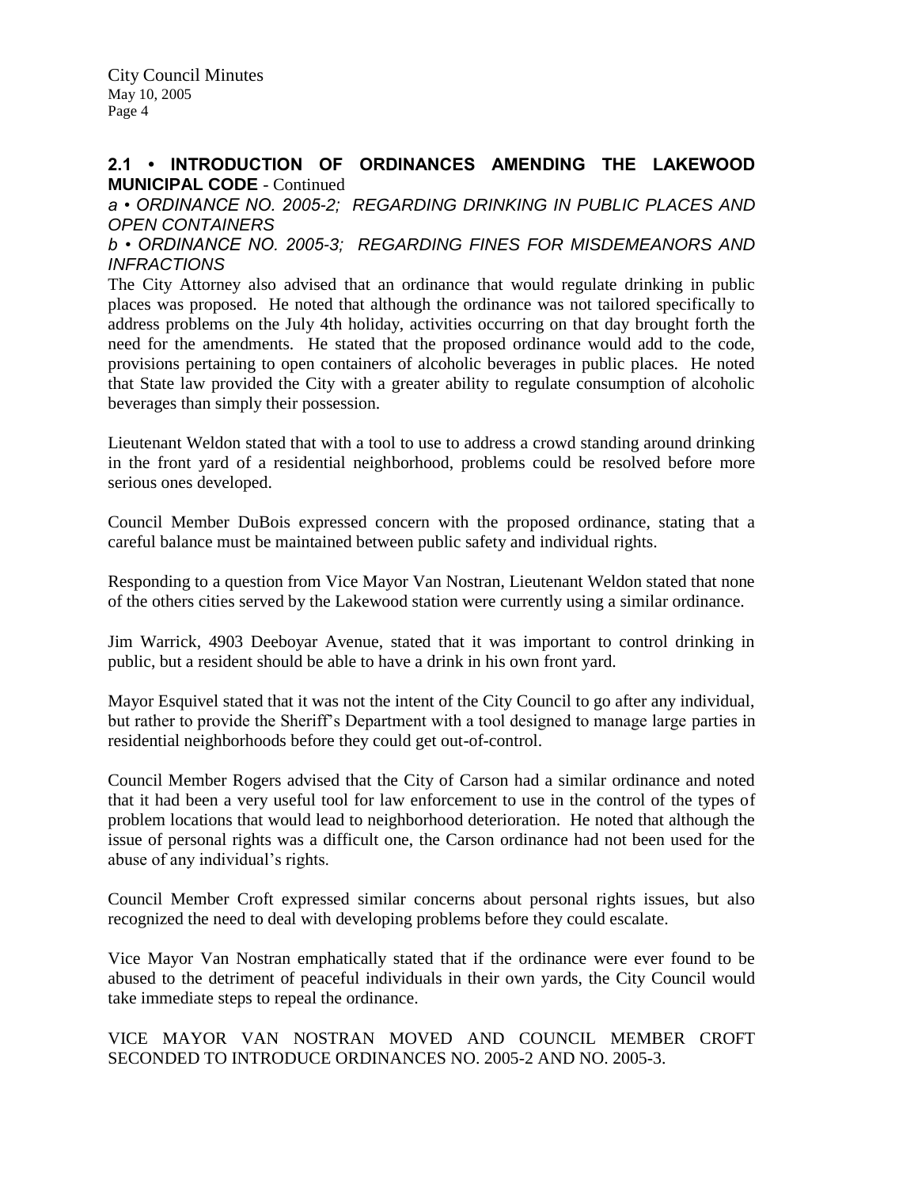## 2.1 • INTRODUCTION OF ORDINANCES AMENDING THE LAKEWOOD MUNICIPAL CODE - Continued

*a • ORDINANCE NO. 2005-2; REGARDING DRINKING IN PUBLIC PLACES AND OPEN CONTAINERS*

*b • ORDINANCE NO. 2005-3; REGARDING FINES FOR MISDEMEANORS AND INFRACTIONS*

The City Attorney also advised that an ordinance that would regulate drinking in public places was proposed. He noted that although the ordinance was not tailored specifically to address problems on the July 4th holiday, activities occurring on that day brought forth the need for the amendments. He stated that the proposed ordinance would add to the code, provisions pertaining to open containers of alcoholic beverages in public places. He noted that State law provided the City with a greater ability to regulate consumption of alcoholic beverages than simply their possession.

Lieutenant Weldon stated that with a tool to use to address a crowd standing around drinking in the front yard of a residential neighborhood, problems could be resolved before more serious ones developed.

Council Member DuBois expressed concern with the proposed ordinance, stating that a careful balance must be maintained between public safety and individual rights.

Responding to a question from Vice Mayor Van Nostran, Lieutenant Weldon stated that none of the others cities served by the Lakewood station were currently using a similar ordinance.

Jim Warrick, 4903 Deeboyar Avenue, stated that it was important to control drinking in public, but a resident should be able to have a drink in his own front yard.

Mayor Esquivel stated that it was not the intent of the City Council to go after any individual, but rather to provide the Sheriff's Department with a tool designed to manage large parties in residential neighborhoods before they could get out-of-control.

Council Member Rogers advised that the City of Carson had a similar ordinance and noted that it had been a very useful tool for law enforcement to use in the control of the types of problem locations that would lead to neighborhood deterioration. He noted that although the issue of personal rights was a difficult one, the Carson ordinance had not been used for the abuse of any individual's rights.

Council Member Croft expressed similar concerns about personal rights issues, but also recognized the need to deal with developing problems before they could escalate.

Vice Mayor Van Nostran emphatically stated that if the ordinance were ever found to be abused to the detriment of peaceful individuals in their own yards, the City Council would take immediate steps to repeal the ordinance.

VICE MAYOR VAN NOSTRAN MOVED AND COUNCIL MEMBER CROFT SECONDED TO INTRODUCE ORDINANCES NO. 2005-2 AND NO. 2005-3.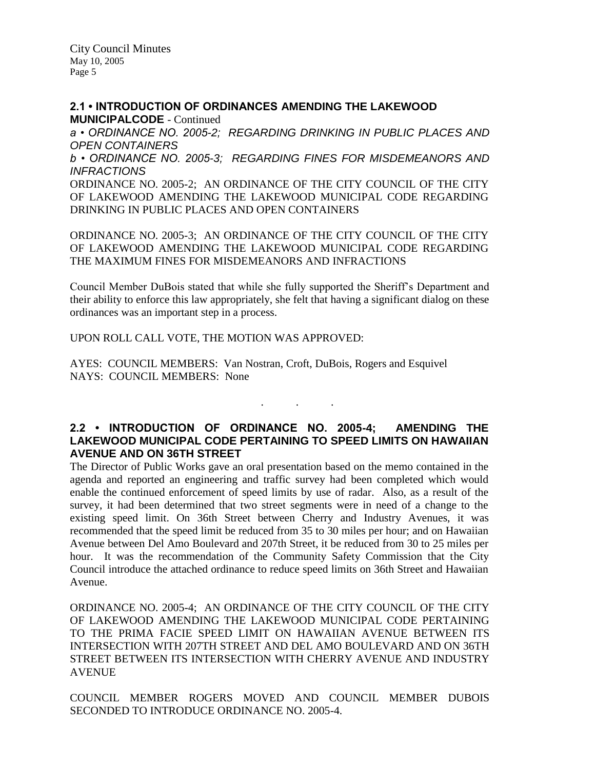**2.1 • INTRODUCTION OF ORDINANCES AMENDING THE LAKEWOOD MUNICIPALCODE** - Continued

*a • ORDINANCE NO. 2005-2; REGARDING DRINKING IN PUBLIC PLACES AND OPEN CONTAINERS*

*b • ORDINANCE NO. 2005-3; REGARDING FINES FOR MISDEMEANORS AND INFRACTIONS*

ORDINANCE NO. 2005-2; AN ORDINANCE OF THE CITY COUNCIL OF THE CITY OF LAKEWOOD AMENDING THE LAKEWOOD MUNICIPAL CODE REGARDING DRINKING IN PUBLIC PLACES AND OPEN CONTAINERS

ORDINANCE NO. 2005-3; AN ORDINANCE OF THE CITY COUNCIL OF THE CITY OF LAKEWOOD AMENDING THE LAKEWOOD MUNICIPAL CODE REGARDING THE MAXIMUM FINES FOR MISDEMEANORS AND INFRACTIONS

Council Member DuBois stated that while she fully supported the Sheriff's Department and their ability to enforce this law appropriately, she felt that having a significant dialog on these ordinances was an important step in a process.

UPON ROLL CALL VOTE, THE MOTION WAS APPROVED:

AYES: COUNCIL MEMBERS: Van Nostran, Croft, DuBois, Rogers and Esquivel
NAYS: COUNCIL MEMBERS: None

. . .

**2.2 • INTRODUCTION OF ORDINANCE NO. 2005-4; AMENDING THE LAKEWOOD MUNICIPAL CODE PERTAINING TO SPEED LIMITS ON HAWAIIAN AVENUE AND ON 36TH STREET**

The Director of Public Works gave an oral presentation based on the memo contained in the agenda and reported an engineering and traffic survey had been completed which would enable the continued enforcement of speed limits by use of radar. Also, as a result of the survey, it had been determined that two street segments were in need of a change to the existing speed limit. On 36th Street between Cherry and Industry Avenues, it was recommended that the speed limit be reduced from 35 to 30 miles per hour; and on Hawaiian Avenue between Del Amo Boulevard and 207th Street, it be reduced from 30 to 25 miles per hour. It was the recommendation of the Community Safety Commission that the City Council introduce the attached ordinance to reduce speed limits on 36th Street and Hawaiian Avenue.

ORDINANCE NO. 2005-4; AN ORDINANCE OF THE CITY COUNCIL OF THE CITY OF LAKEWOOD AMENDING THE LAKEWOOD MUNICIPAL CODE PERTAINING TO THE PRIMA FACIE SPEED LIMIT ON HAWAIIAN AVENUE BETWEEN ITS INTERSECTION WITH 207TH STREET AND DEL AMO BOULEVARD AND ON 36TH STREET BETWEEN ITS INTERSECTION WITH CHERRY AVENUE AND INDUSTRY AVENUE

COUNCIL MEMBER ROGERS MOVED AND COUNCIL MEMBER DUBOIS SECONDED TO INTRODUCE ORDINANCE NO. 2005-4.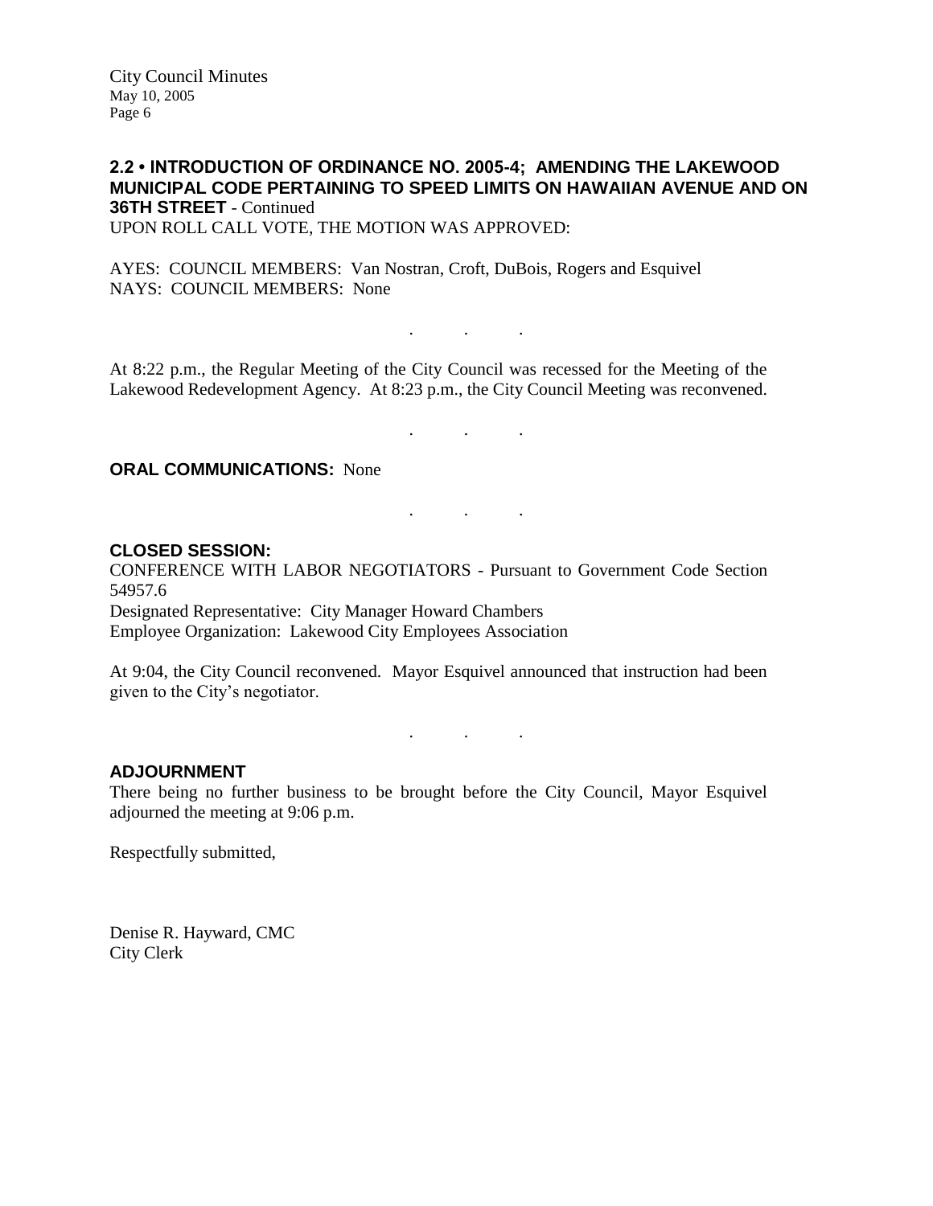**2.2 • INTRODUCTION OF ORDINANCE NO. 2005-4; AMENDING THE LAKEWOOD MUNICIPAL CODE PERTAINING TO SPEED LIMITS ON HAWAIIAN AVENUE AND ON 36TH STREET** - Continued

UPON ROLL CALL VOTE, THE MOTION WAS APPROVED:

AYES: COUNCIL MEMBERS: Van Nostran, Croft, DuBois, Rogers and Esquivel
NAYS: COUNCIL MEMBERS: None

. . .

At 8:22 p.m., the Regular Meeting of the City Council was recessed for the Meeting of the Lakewood Redevelopment Agency. At 8:23 p.m., the City Council Meeting was reconvened.

. . .

**ORAL COMMUNICATIONS:** None

. . .

**CLOSED SESSION:**

CONFERENCE WITH LABOR NEGOTIATORS - Pursuant to Government Code Section 54957.6
Designated Representative: City Manager Howard Chambers
Employee Organization: Lakewood City Employees Association

At 9:04, the City Council reconvened. Mayor Esquivel announced that instruction had been given to the City's negotiator.

. . .

**ADJOURNMENT**

There being no further business to be brought before the City Council, Mayor Esquivel adjourned the meeting at 9:06 p.m.

Respectfully submitted,

Denise R. Hayward, CMC
City Clerk